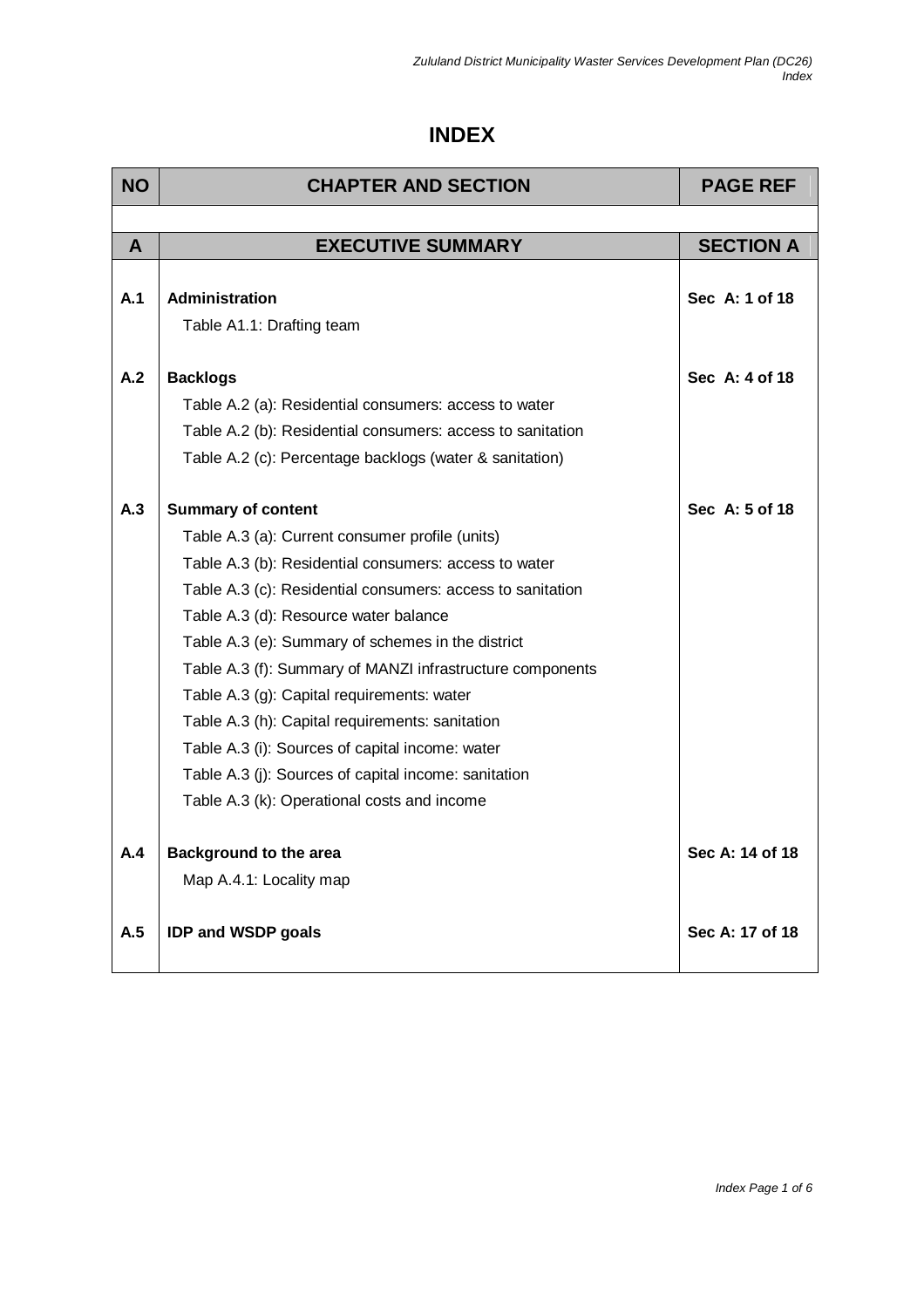# INDEX

| NO | CHAPTER AND SECTION | PAGE REF |
|---|---|---|
| | | |
| **A** | **EXECUTIVE SUMMARY** | **SECTION A** |
| **A.1** | **Administration** | **Sec A: 1 of 18** |
| | Table A1.1: Drafting team | |
| **A.2** | **Backlogs** | **Sec A: 4 of 18** |
| | Table A.2 (a): Residential consumers: access to water | |
| | Table A.2 (b): Residential consumers: access to sanitation | |
| | Table A.2 (c): Percentage backlogs (water & sanitation) | |
| **A.3** | **Summary of content** | **Sec A: 5 of 18** |
| | Table A.3 (a): Current consumer profile (units) | |
| | Table A.3 (b): Residential consumers: access to water | |
| | Table A.3 (c): Residential consumers: access to sanitation | |
| | Table A.3 (d): Resource water balance | |
| | Table A.3 (e): Summary of schemes in the district | |
| | Table A.3 (f): Summary of MANZI infrastructure components | |
| | Table A.3 (g): Capital requirements: water | |
| | Table A.3 (h): Capital requirements: sanitation | |
| | Table A.3 (i): Sources of capital income: water | |
| | Table A.3 (j): Sources of capital income: sanitation | |
| | Table A.3 (k): Operational costs and income | |
| **A.4** | **Background to the area** | **Sec A: 14 of 18** |
| | Map A.4.1: Locality map | |
| **A.5** | **IDP and WSDP goals** | **Sec A: 17 of 18** |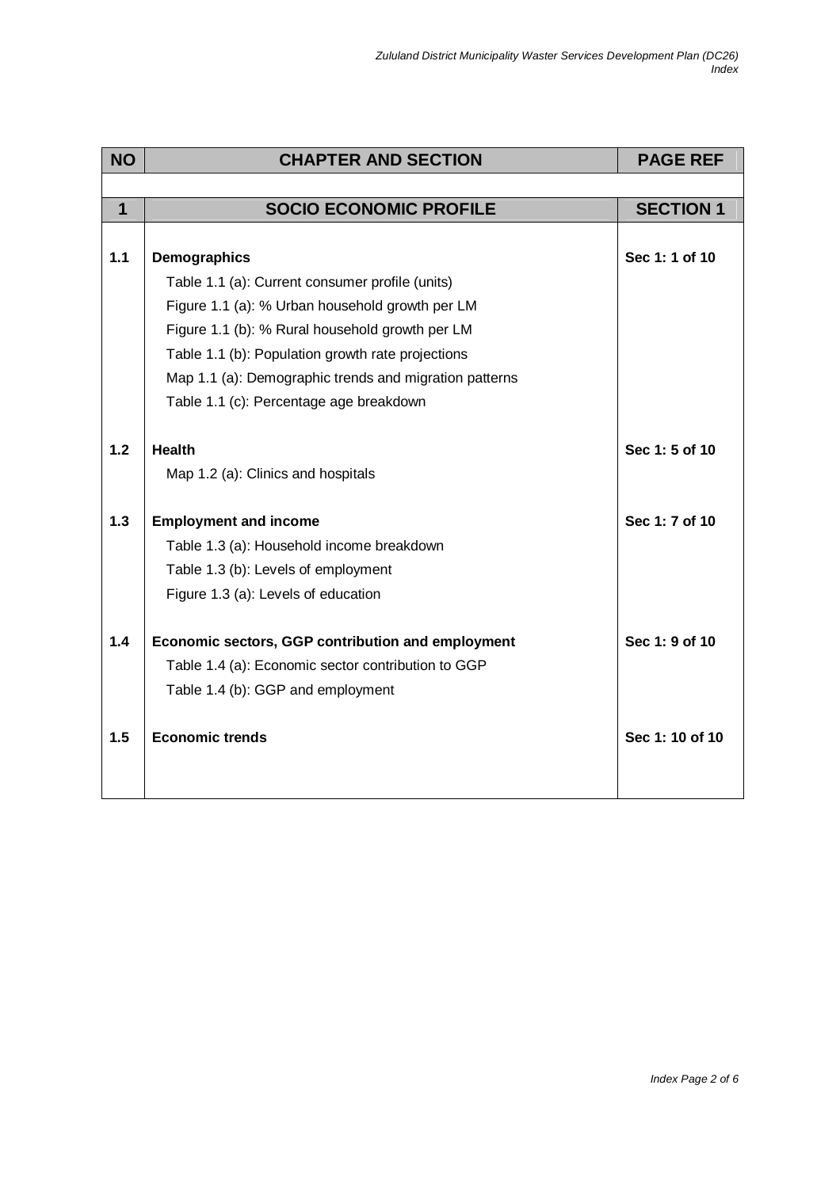| NO | CHAPTER AND SECTION | PAGE REF |
|---|---|---|
| **1** | **SOCIO ECONOMIC PROFILE** | **SECTION 1** |
| **1.1** | **Demographics** | **Sec 1: 1 of 10** |
| | Table 1.1 (a): Current consumer profile (units) | |
| | Figure 1.1 (a): % Urban household growth per LM | |
| | Figure 1.1 (b): % Rural household growth per LM | |
| | Table 1.1 (b): Population growth rate projections | |
| | Map 1.1 (a): Demographic trends and migration patterns | |
| | Table 1.1 (c): Percentage age breakdown | |
| **1.2** | **Health** | **Sec 1: 5 of 10** |
| | Map 1.2 (a): Clinics and hospitals | |
| **1.3** | **Employment and income** | **Sec 1: 7 of 10** |
| | Table 1.3 (a): Household income breakdown | |
| | Table 1.3 (b): Levels of employment | |
| | Figure 1.3 (a): Levels of education | |
| **1.4** | **Economic sectors, GGP contribution and employment** | **Sec 1: 9 of 10** |
| | Table 1.4 (a): Economic sector contribution to GGP | |
| | Table 1.4 (b): GGP and employment | |
| **1.5** | **Economic trends** | **Sec 1: 10 of 10** |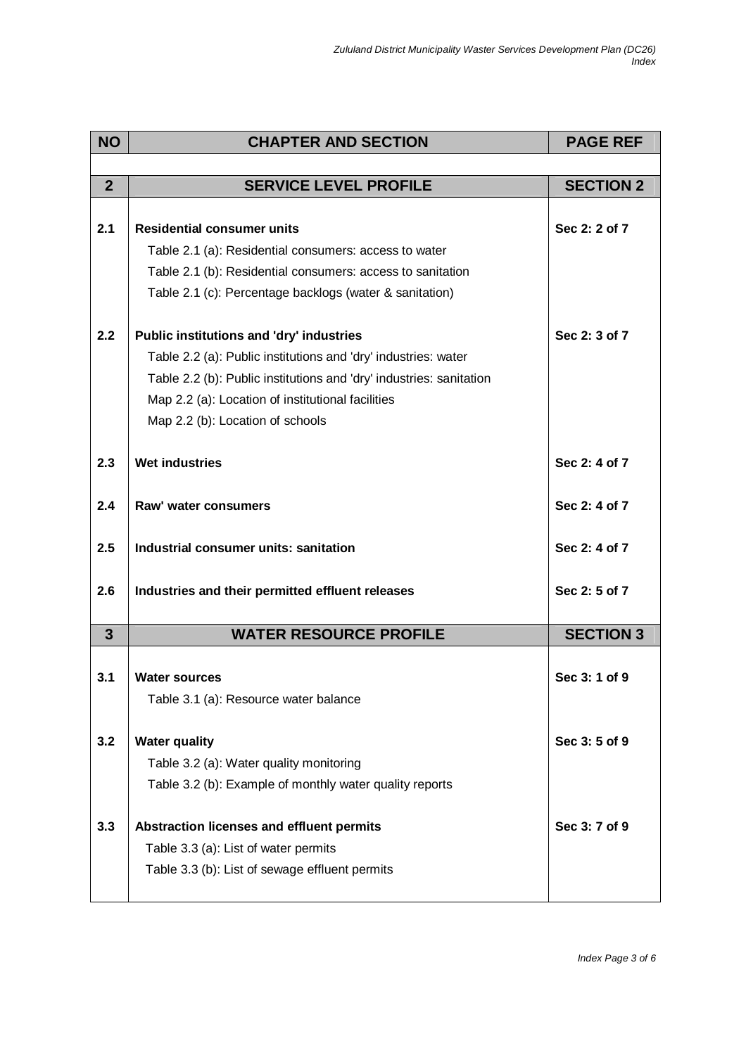| NO | CHAPTER AND SECTION | PAGE REF |
|---|---|---|
| **2** | **SERVICE LEVEL PROFILE** | **SECTION 2** |
| **2.1** | **Residential consumer units**<br>Table 2.1 (a): Residential consumers: access to water<br>Table 2.1 (b): Residential consumers: access to sanitation<br>Table 2.1 (c): Percentage backlogs (water & sanitation) | **Sec 2: 2 of 7** |
| **2.2** | **Public institutions and 'dry' industries**<br>Table 2.2 (a): Public institutions and 'dry' industries: water<br>Table 2.2 (b): Public institutions and 'dry' industries: sanitation<br>Map 2.2 (a): Location of institutional facilities<br>Map 2.2 (b): Location of schools | **Sec 2: 3 of 7** |
| **2.3** | **Wet industries** | **Sec 2: 4 of 7** |
| **2.4** | **Raw' water consumers** | **Sec 2: 4 of 7** |
| **2.5** | **Industrial consumer units: sanitation** | **Sec 2: 4 of 7** |
| **2.6** | **Industries and their permitted effluent releases** | **Sec 2: 5 of 7** |
| **3** | **WATER RESOURCE PROFILE** | **SECTION 3** |
| **3.1** | **Water sources**<br>Table 3.1 (a): Resource water balance | **Sec 3: 1 of 9** |
| **3.2** | **Water quality**<br>Table 3.2 (a): Water quality monitoring<br>Table 3.2 (b): Example of monthly water quality reports | **Sec 3: 5 of 9** |
| **3.3** | **Abstraction licenses and effluent permits**<br>Table 3.3 (a): List of water permits<br>Table 3.3 (b): List of sewage effluent permits | **Sec 3: 7 of 9** |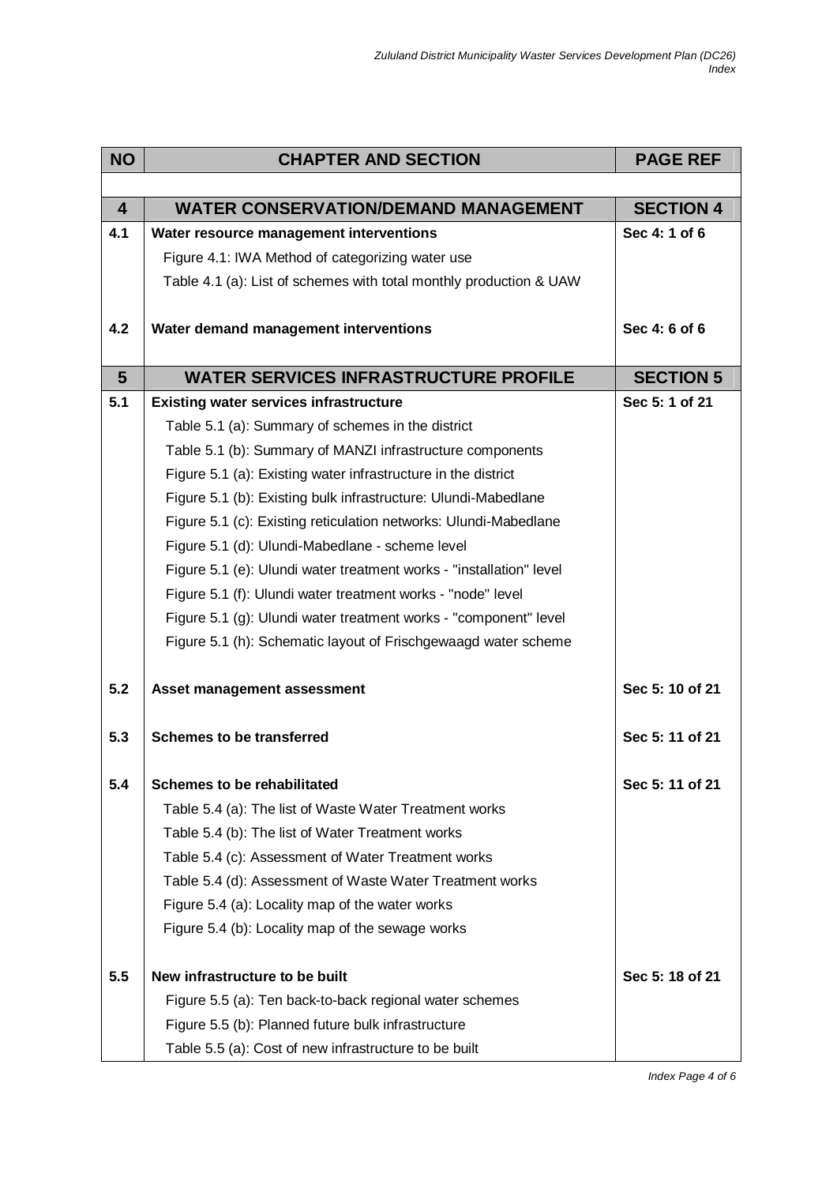| NO | CHAPTER AND SECTION | PAGE REF |
|---|---|---|
| | | |
| **4** | **WATER CONSERVATION/DEMAND MANAGEMENT** | **SECTION 4** |
| **4.1** | **Water resource management interventions** | **Sec 4: 1 of 6** |
| | Figure 4.1: IWA Method of categorizing water use | |
| | Table 4.1 (a): List of schemes with total monthly production & UAW | |
| **4.2** | **Water demand management interventions** | **Sec 4: 6 of 6** |
| **5** | **WATER SERVICES INFRASTRUCTURE PROFILE** | **SECTION 5** |
| **5.1** | **Existing water services infrastructure** | **Sec 5: 1 of 21** |
| | Table 5.1 (a): Summary of schemes in the district | |
| | Table 5.1 (b): Summary of MANZI infrastructure components | |
| | Figure 5.1 (a): Existing water infrastructure in the district | |
| | Figure 5.1 (b): Existing bulk infrastructure: Ulundi-Mabedlane | |
| | Figure 5.1 (c): Existing reticulation networks: Ulundi-Mabedlane | |
| | Figure 5.1 (d): Ulundi-Mabedlane - scheme level | |
| | Figure 5.1 (e): Ulundi water treatment works - "installation" level | |
| | Figure 5.1 (f): Ulundi water treatment works - "node" level | |
| | Figure 5.1 (g): Ulundi water treatment works - "component" level | |
| | Figure 5.1 (h): Schematic layout of Frischgewaagd water scheme | |
| **5.2** | **Asset management assessment** | **Sec 5: 10 of 21** |
| **5.3** | **Schemes to be transferred** | **Sec 5: 11 of 21** |
| **5.4** | **Schemes to be rehabilitated** | **Sec 5: 11 of 21** |
| | Table 5.4 (a): The list of Waste Water Treatment works | |
| | Table 5.4 (b): The list of Water Treatment works | |
| | Table 5.4 (c): Assessment of Water Treatment works | |
| | Table 5.4 (d): Assessment of Waste Water Treatment works | |
| | Figure 5.4 (a): Locality map of the water works | |
| | Figure 5.4 (b): Locality map of the sewage works | |
| **5.5** | **New infrastructure to be built** | **Sec 5: 18 of 21** |
| | Figure 5.5 (a): Ten back-to-back regional water schemes | |
| | Figure 5.5 (b): Planned future bulk infrastructure | |
| | Table 5.5 (a): Cost of new infrastructure to be built | |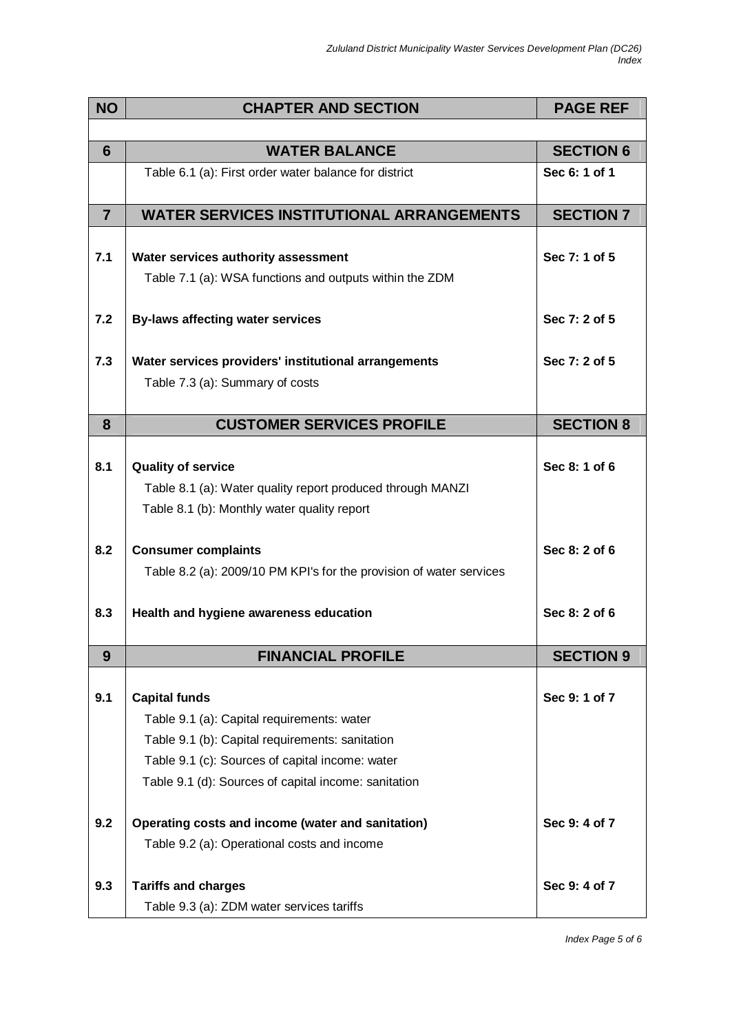| NO | CHAPTER AND SECTION | PAGE REF |
|---|---|---|
| | | |
| **6** | **WATER BALANCE** | **SECTION 6** |
| | Table 6.1 (a): First order water balance for district | **Sec 6: 1 of 1** |
| **7** | **WATER SERVICES INSTITUTIONAL ARRANGEMENTS** | **SECTION 7** |
| **7.1** | **Water services authority assessment** | **Sec 7: 1 of 5** |
| | Table 7.1 (a): WSA functions and outputs within the ZDM | |
| **7.2** | **By-laws affecting water services** | **Sec 7: 2 of 5** |
| **7.3** | **Water services providers' institutional arrangements** | **Sec 7: 2 of 5** |
| | Table 7.3 (a): Summary of costs | |
| **8** | **CUSTOMER SERVICES PROFILE** | **SECTION 8** |
| **8.1** | **Quality of service** | **Sec 8: 1 of 6** |
| | Table 8.1 (a): Water quality report produced through MANZI | |
| | Table 8.1 (b): Monthly water quality report | |
| **8.2** | **Consumer complaints** | **Sec 8: 2 of 6** |
| | Table 8.2 (a): 2009/10 PM KPI's for the provision of water services | |
| **8.3** | **Health and hygiene awareness education** | **Sec 8: 2 of 6** |
| **9** | **FINANCIAL PROFILE** | **SECTION 9** |
| **9.1** | **Capital funds** | **Sec 9: 1 of 7** |
| | Table 9.1 (a): Capital requirements: water | |
| | Table 9.1 (b): Capital requirements: sanitation | |
| | Table 9.1 (c): Sources of capital income: water | |
| | Table 9.1 (d): Sources of capital income: sanitation | |
| **9.2** | **Operating costs and income (water and sanitation)** | **Sec 9: 4 of 7** |
| | Table 9.2 (a): Operational costs and income | |
| **9.3** | **Tariffs and charges** | **Sec 9: 4 of 7** |
| | Table 9.3 (a): ZDM water services tariffs | |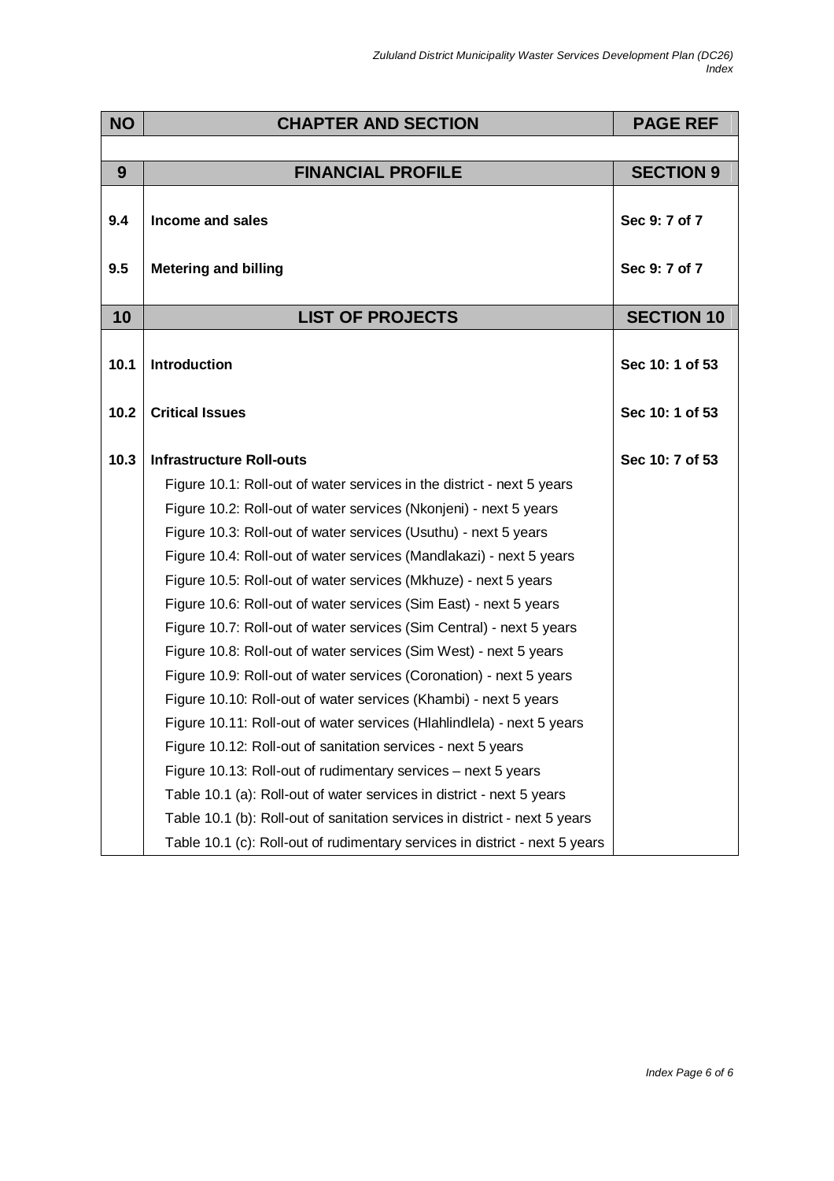| NO | CHAPTER AND SECTION | PAGE REF |
|---|---|---|
| | | |
| **9** | **FINANCIAL PROFILE** | **SECTION 9** |
| **9.4** | **Income and sales** | **Sec 9: 7 of 7** |
| **9.5** | **Metering and billing** | **Sec 9: 7 of 7** |
| **10** | **LIST OF PROJECTS** | **SECTION 10** |
| **10.1** | **Introduction** | **Sec 10: 1 of 53** |
| **10.2** | **Critical Issues** | **Sec 10: 1 of 53** |
| **10.3** | **Infrastructure Roll-outs** | **Sec 10: 7 of 53** |
| | Figure 10.1: Roll-out of water services in the district - next 5 years | |
| | Figure 10.2: Roll-out of water services (Nkonjeni) - next 5 years | |
| | Figure 10.3: Roll-out of water services (Usuthu) - next 5 years | |
| | Figure 10.4: Roll-out of water services (Mandlakazi) - next 5 years | |
| | Figure 10.5: Roll-out of water services (Mkhuze) - next 5 years | |
| | Figure 10.6: Roll-out of water services (Sim East) - next 5 years | |
| | Figure 10.7: Roll-out of water services (Sim Central) - next 5 years | |
| | Figure 10.8: Roll-out of water services (Sim West) - next 5 years | |
| | Figure 10.9: Roll-out of water services (Coronation) - next 5 years | |
| | Figure 10.10: Roll-out of water services (Khambi) - next 5 years | |
| | Figure 10.11: Roll-out of water services (Hlahlindlela) - next 5 years | |
| | Figure 10.12: Roll-out of sanitation services - next 5 years | |
| | Figure 10.13: Roll-out of rudimentary services – next 5 years | |
| | Table 10.1 (a): Roll-out of water services in district - next 5 years | |
| | Table 10.1 (b): Roll-out of sanitation services in district - next 5 years | |
| | Table 10.1 (c): Roll-out of rudimentary services in district - next 5 years | |